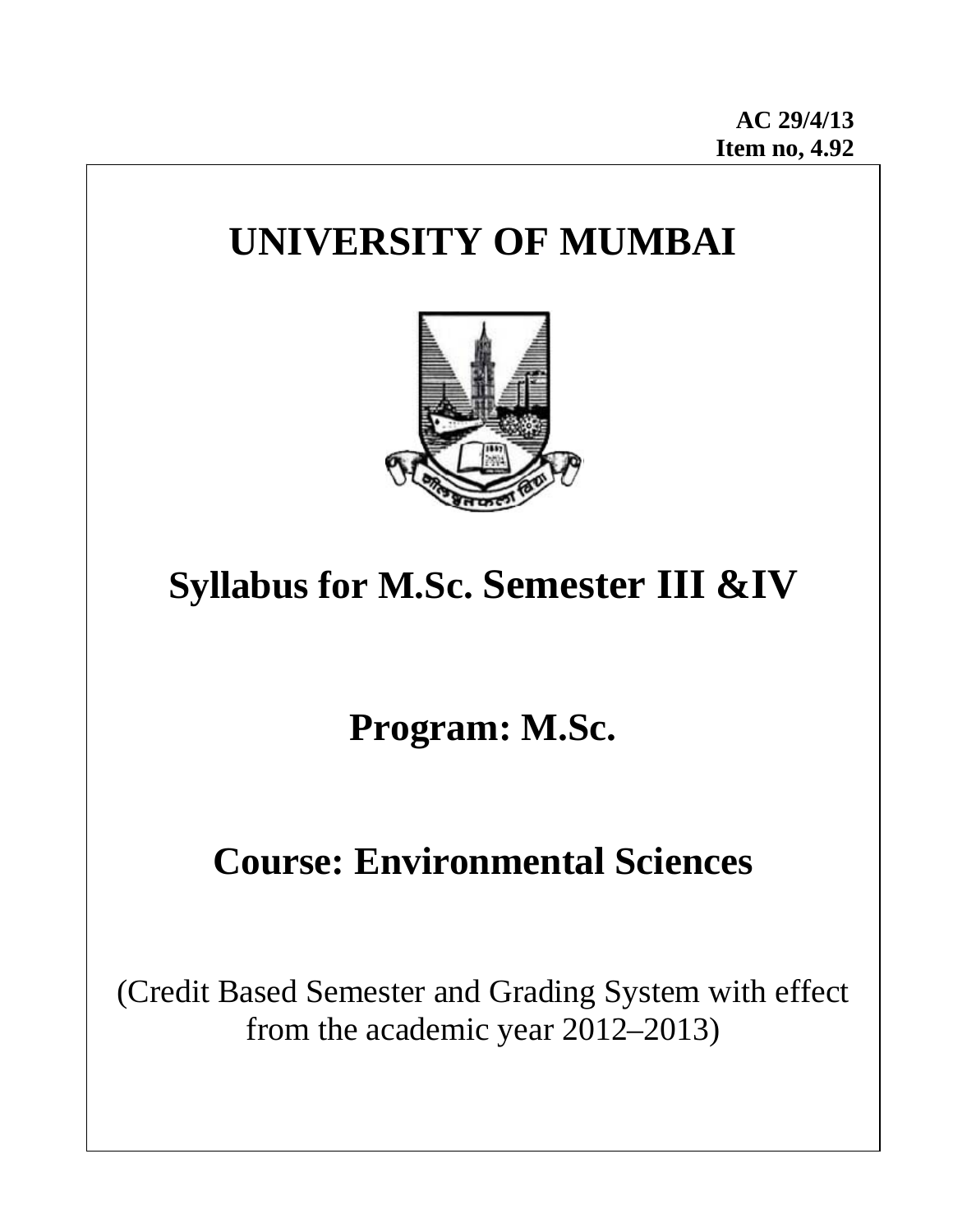**AC 29/4/13**
**Item no, 4.92**

# UNIVERSITY OF MUMBAI

## Syllabus for M.Sc. Semester III &IV

## Program: M.Sc.

## Course: Environmental Sciences

(Credit Based Semester and Grading System with effect from the academic year 2012–2013)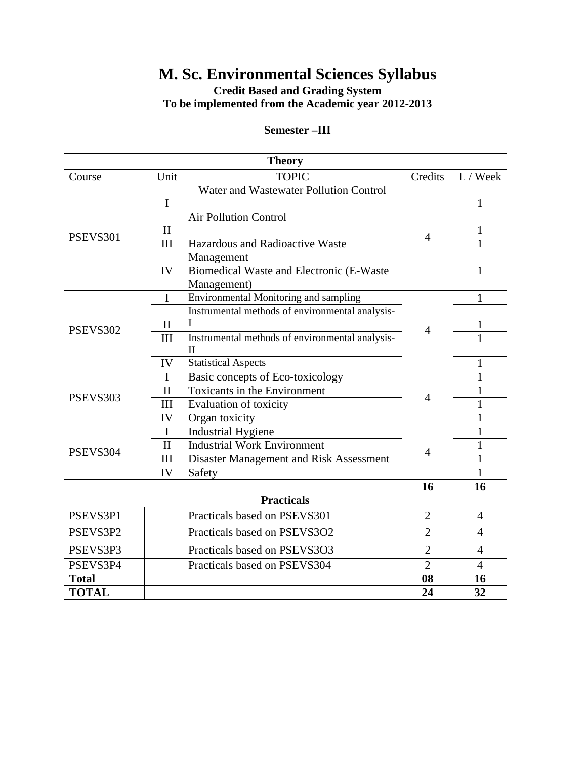# M. Sc. Environmental Sciences Syllabus

**Credit Based and Grading System**
**To be implemented from the Academic year 2012-2013**

**Semester –III**

| Theory | | | | |
|---|---|---|---|---|
| Course | Unit | TOPIC | Credits | L / Week |
| PSEVS301 | I | Water and Wastewater Pollution Control | 4 | 1 |
| | II | Air Pollution Control | | 1 |
| | III | Hazardous and Radioactive Waste Management | | 1 |
| | IV | Biomedical Waste and Electronic (E-Waste Management) | | 1 |
| PSEVS302 | I | Environmental Monitoring and sampling | 4 | 1 |
| | II | Instrumental methods of environmental analysis-I | | 1 |
| | III | Instrumental methods of environmental analysis-II | | 1 |
| | IV | Statistical Aspects | | 1 |
| PSEVS303 | I | Basic concepts of Eco-toxicology | 4 | 1 |
| | II | Toxicants in the Environment | | 1 |
| | III | Evaluation of toxicity | | 1 |
| | IV | Organ toxicity | | 1 |
| PSEVS304 | I | Industrial Hygiene | 4 | 1 |
| | II | Industrial Work Environment | | 1 |
| | III | Disaster Management and Risk Assessment | | 1 |
| | IV | Safety | | 1 |
| | | | **16** | **16** |
| **Practicals** | | | | |
| PSEVS3P1 | | Practicals based on PSEVS301 | 2 | 4 |
| PSEVS3P2 | | Practicals based on PSEVS3O2 | 2 | 4 |
| PSEVS3P3 | | Practicals based on PSEVS3O3 | 2 | 4 |
| PSEVS3P4 | | Practicals based on PSEVS304 | 2 | 4 |
| **Total** | | | **08** | **16** |
| **TOTAL** | | | **24** | **32** |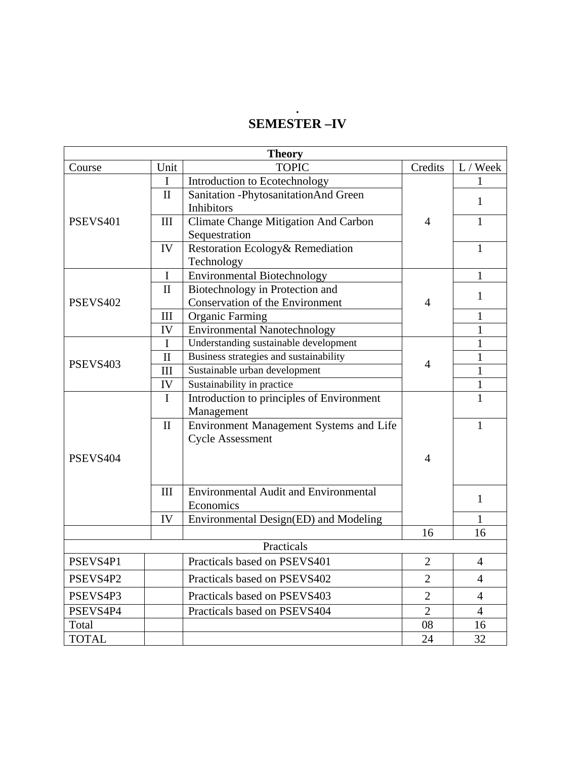.

# SEMESTER –IV

| Theory | | | | |
|---|---|---|---|---|
| Course | Unit | TOPIC | Credits | L / Week |
| PSEVS401 | I | Introduction to Ecotechnology | 4 | 1 |
| | II | Sanitation -PhytosanitationAnd Green Inhibitors | | 1 |
| | III | Climate Change Mitigation And Carbon Sequestration | | 1 |
| | IV | Restoration Ecology& Remediation Technology | | 1 |
| PSEVS402 | I | Environmental Biotechnology | 4 | 1 |
| | II | Biotechnology in Protection and Conservation of the Environment | | 1 |
| | III | Organic Farming | | 1 |
| | IV | Environmental Nanotechnology | | 1 |
| PSEVS403 | I | Understanding sustainable development | 4 | 1 |
| | II | Business strategies and sustainability | | 1 |
| | III | Sustainable urban development | | 1 |
| | IV | Sustainability in practice | | 1 |
| PSEVS404 | I | Introduction to principles of Environment Management | 4 | 1 |
| | II | Environment Management Systems and Life Cycle Assessment | | 1 |
| | III | Environmental Audit and Environmental Economics | | 1 |
| | IV | Environmental Design(ED) and Modeling | | 1 |
| | | | 16 | 16 |
| Practicals | | | | |
| PSEVS4P1 | | Practicals based on PSEVS401 | 2 | 4 |
| PSEVS4P2 | | Practicals based on PSEVS402 | 2 | 4 |
| PSEVS4P3 | | Practicals based on PSEVS403 | 2 | 4 |
| PSEVS4P4 | | Practicals based on PSEVS404 | 2 | 4 |
| Total | | | 08 | 16 |
| TOTAL | | | 24 | 32 |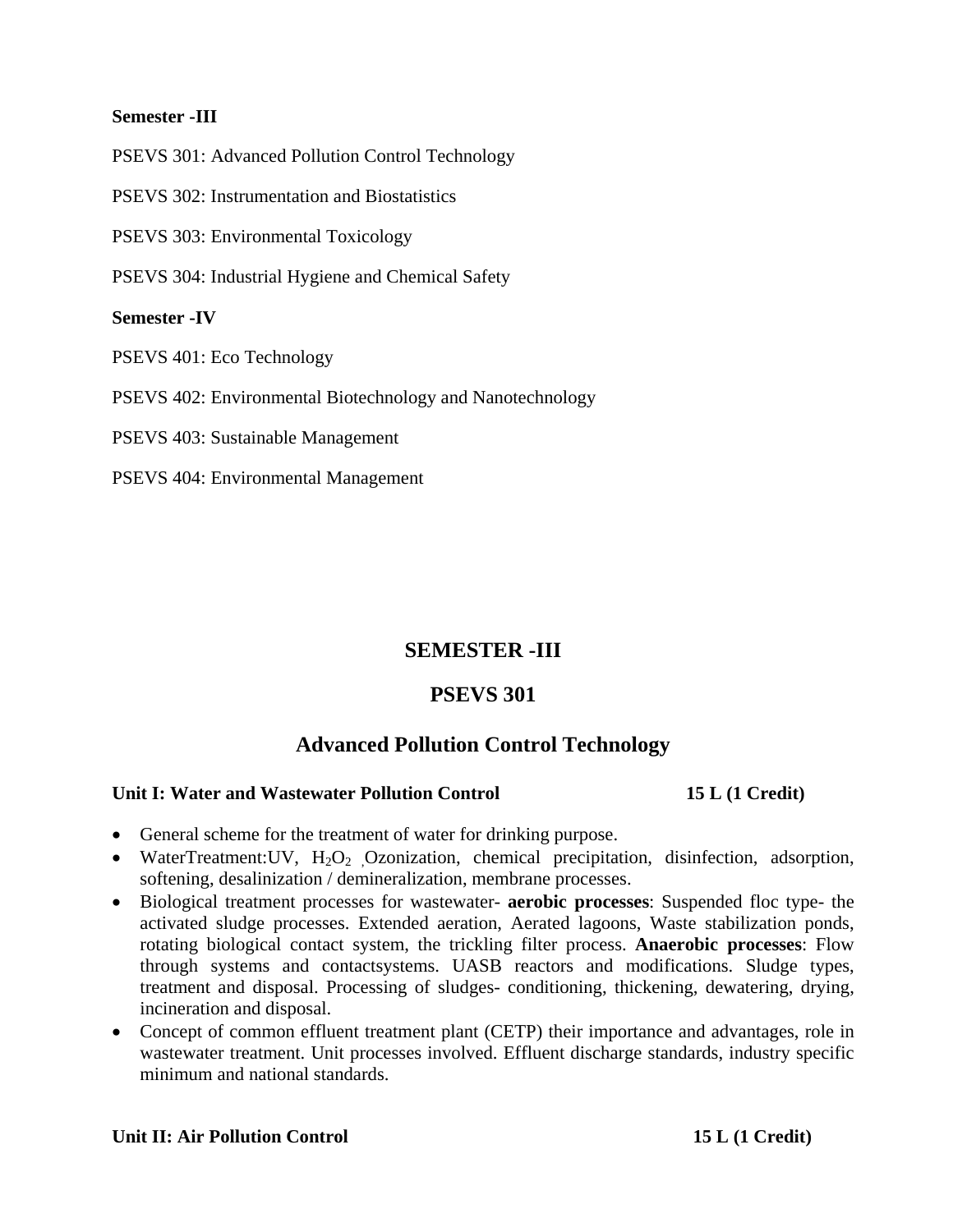**Semester -III**

PSEVS 301: Advanced Pollution Control Technology

PSEVS 302: Instrumentation and Biostatistics

PSEVS 303: Environmental Toxicology

PSEVS 304: Industrial Hygiene and Chemical Safety

**Semester -IV**

PSEVS 401: Eco Technology

PSEVS 402: Environmental Biotechnology and Nanotechnology

PSEVS 403: Sustainable Management

PSEVS 404: Environmental Management

## SEMESTER -III

## PSEVS 301

## Advanced Pollution Control Technology

**Unit I: Water and Wastewater Pollution Control** **15 L (1 Credit)**

- General scheme for the treatment of water for drinking purpose.
- WaterTreatment:UV, $H_2O_2$ ,Ozonization, chemical precipitation, disinfection, adsorption, softening, desalinization / demineralization, membrane processes.
- Biological treatment processes for wastewater- **aerobic processes**: Suspended floc type- the activated sludge processes. Extended aeration, Aerated lagoons, Waste stabilization ponds, rotating biological contact system, the trickling filter process. **Anaerobic processes**: Flow through systems and contactsystems. UASB reactors and modifications. Sludge types, treatment and disposal. Processing of sludges- conditioning, thickening, dewatering, drying, incineration and disposal.
- Concept of common effluent treatment plant (CETP) their importance and advantages, role in wastewater treatment. Unit processes involved. Effluent discharge standards, industry specific minimum and national standards.

**Unit II: Air Pollution Control** **15 L (1 Credit)**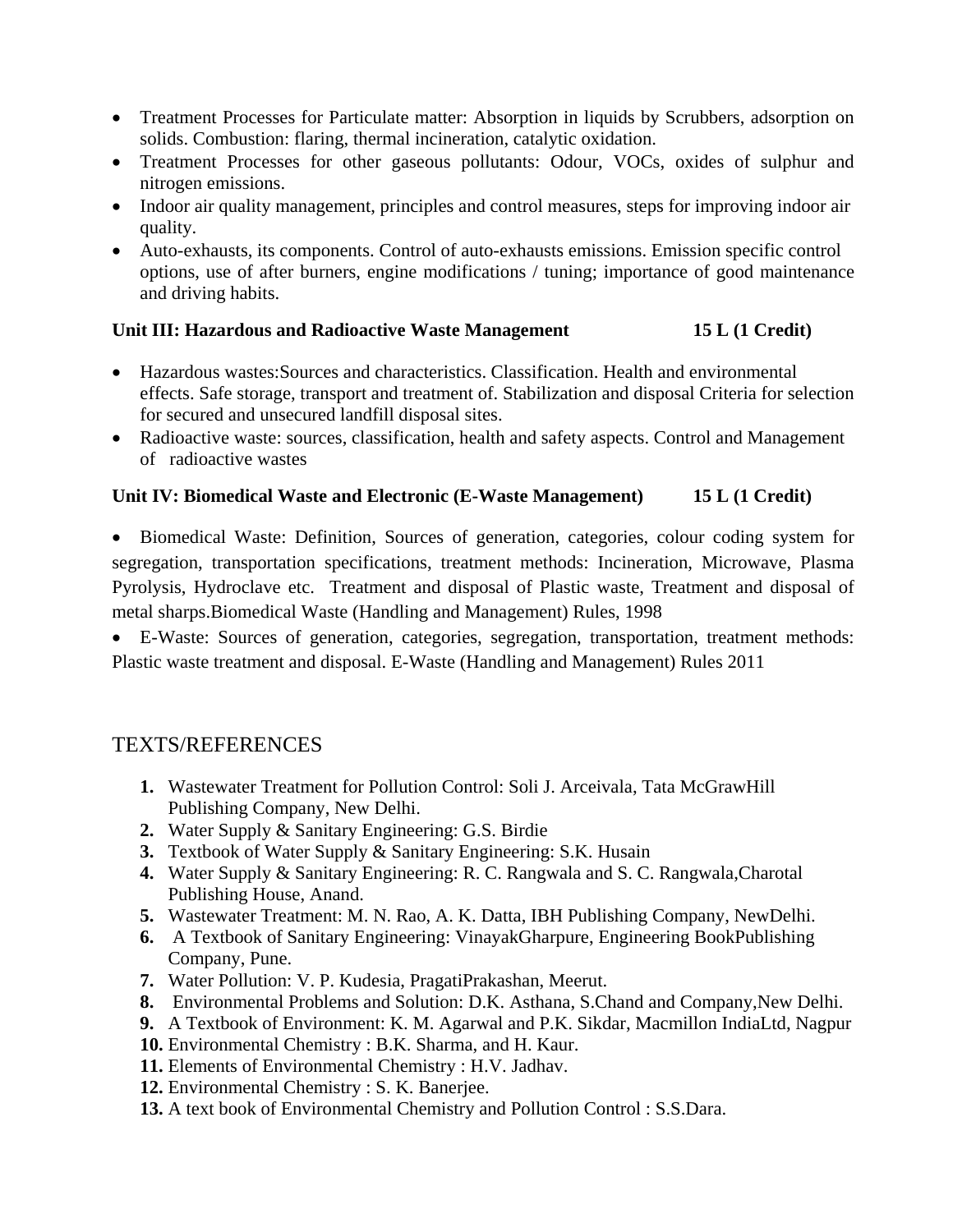- Treatment Processes for Particulate matter: Absorption in liquids by Scrubbers, adsorption on solids. Combustion: flaring, thermal incineration, catalytic oxidation.
- Treatment Processes for other gaseous pollutants: Odour, VOCs, oxides of sulphur and nitrogen emissions.
- Indoor air quality management, principles and control measures, steps for improving indoor air quality.
- Auto-exhausts, its components. Control of auto-exhausts emissions. Emission specific control options, use of after burners, engine modifications / tuning; importance of good maintenance and driving habits.

**Unit III: Hazardous and Radioactive Waste Management 15 L (1 Credit)**

- Hazardous wastes:Sources and characteristics. Classification. Health and environmental effects. Safe storage, transport and treatment of. Stabilization and disposal Criteria for selection for secured and unsecured landfill disposal sites.
- Radioactive waste: sources, classification, health and safety aspects. Control and Management of radioactive wastes

**Unit IV: Biomedical Waste and Electronic (E-Waste Management) 15 L (1 Credit)**

- Biomedical Waste: Definition, Sources of generation, categories, colour coding system for segregation, transportation specifications, treatment methods: Incineration, Microwave, Plasma Pyrolysis, Hydroclave etc. Treatment and disposal of Plastic waste, Treatment and disposal of metal sharps.Biomedical Waste (Handling and Management) Rules, 1998
- E-Waste: Sources of generation, categories, segregation, transportation, treatment methods: Plastic waste treatment and disposal. E-Waste (Handling and Management) Rules 2011

## TEXTS/REFERENCES

1. Wastewater Treatment for Pollution Control: Soli J. Arceivala, Tata McGrawHill Publishing Company, New Delhi.
2. Water Supply & Sanitary Engineering: G.S. Birdie
3. Textbook of Water Supply & Sanitary Engineering: S.K. Husain
4. Water Supply & Sanitary Engineering: R. C. Rangwala and S. C. Rangwala,Charotal Publishing House, Anand.
5. Wastewater Treatment: M. N. Rao, A. K. Datta, IBH Publishing Company, NewDelhi.
6. A Textbook of Sanitary Engineering: VinayakGharpure, Engineering BookPublishing Company, Pune.
7. Water Pollution: V. P. Kudesia, PragatiPrakashan, Meerut.
8. Environmental Problems and Solution: D.K. Asthana, S.Chand and Company,New Delhi.
9. A Textbook of Environment: K. M. Agarwal and P.K. Sikdar, Macmillon IndiaLtd, Nagpur
10. Environmental Chemistry : B.K. Sharma, and H. Kaur.
11. Elements of Environmental Chemistry : H.V. Jadhav.
12. Environmental Chemistry : S. K. Banerjee.
13. A text book of Environmental Chemistry and Pollution Control : S.S.Dara.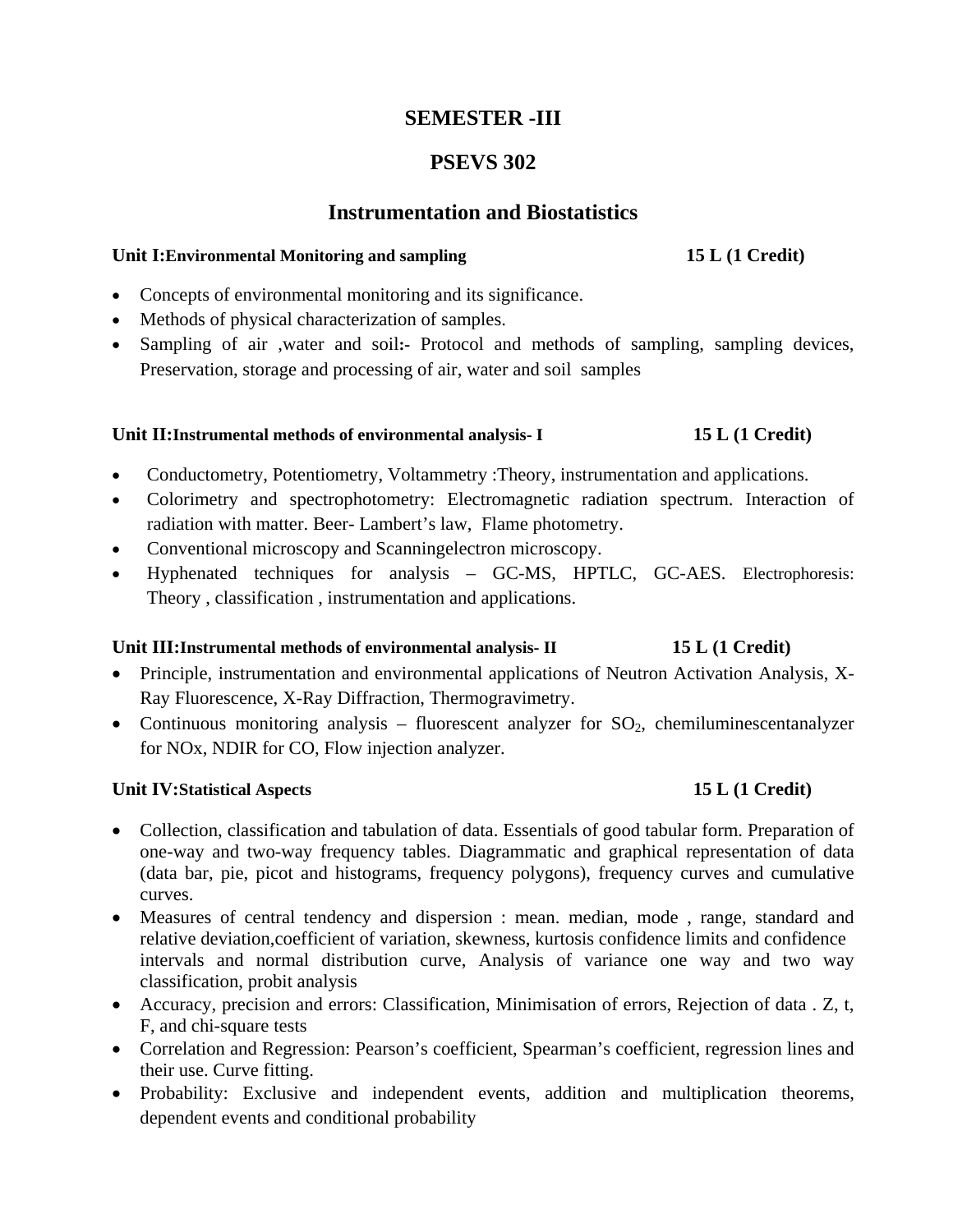# SEMESTER -III

# PSEVS 302

## Instrumentation and Biostatistics

**Unit I:Environmental Monitoring and sampling** **15 L (1 Credit)**

- Concepts of environmental monitoring and its significance.
- Methods of physical characterization of samples.
- Sampling of air ,water and soil**:-** Protocol and methods of sampling, sampling devices, Preservation, storage and processing of air, water and soil samples

**Unit II:Instrumental methods of environmental analysis- I** **15 L (1 Credit)**

- Conductometry, Potentiometry, Voltammetry :Theory, instrumentation and applications.
- Colorimetry and spectrophotometry: Electromagnetic radiation spectrum. Interaction of radiation with matter. Beer- Lambert's law, Flame photometry.
- Conventional microscopy and Scanningelectron microscopy.
- Hyphenated techniques for analysis – GC-MS, HPTLC, GC-AES. Electrophoresis: Theory , classification , instrumentation and applications.

**Unit III:Instrumental methods of environmental analysis- II** **15 L (1 Credit)**

- Principle, instrumentation and environmental applications of Neutron Activation Analysis, X-Ray Fluorescence, X-Ray Diffraction, Thermogravimetry.
- Continuous monitoring analysis – fluorescent analyzer for $SO_2$, chemiluminescentanalyzer for NOx, NDIR for CO, Flow injection analyzer.

**Unit IV:Statistical Aspects** **15 L (1 Credit)**

- Collection, classification and tabulation of data. Essentials of good tabular form. Preparation of one-way and two-way frequency tables. Diagrammatic and graphical representation of data (data bar, pie, picot and histograms, frequency polygons), frequency curves and cumulative curves.
- Measures of central tendency and dispersion : mean. median, mode , range, standard and relative deviation,coefficient of variation, skewness, kurtosis confidence limits and confidence intervals and normal distribution curve, Analysis of variance one way and two way classification, probit analysis
- Accuracy, precision and errors: Classification, Minimisation of errors, Rejection of data . Z, t, F, and chi-square tests
- Correlation and Regression: Pearson's coefficient, Spearman's coefficient, regression lines and their use. Curve fitting.
- Probability: Exclusive and independent events, addition and multiplication theorems, dependent events and conditional probability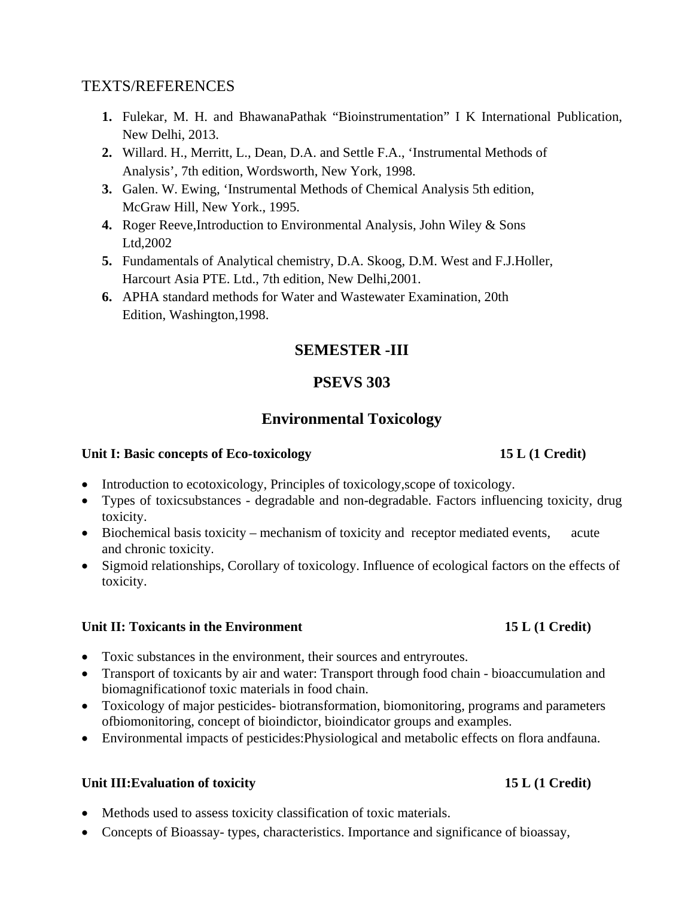TEXTS/REFERENCES

1. Fulekar, M. H. and BhawanaPathak “Bioinstrumentation” I K International Publication, New Delhi, 2013.
2. Willard. H., Merritt, L., Dean, D.A. and Settle F.A., ‘Instrumental Methods of Analysis’, 7th edition, Wordsworth, New York, 1998.
3. Galen. W. Ewing, ‘Instrumental Methods of Chemical Analysis 5th edition, McGraw Hill, New York., 1995.
4. Roger Reeve,Introduction to Environmental Analysis, John Wiley & Sons Ltd,2002
5. Fundamentals of Analytical chemistry, D.A. Skoog, D.M. West and F.J.Holler, Harcourt Asia PTE. Ltd., 7th edition, New Delhi,2001.
6. APHA standard methods for Water and Wastewater Examination, 20th Edition, Washington,1998.

## SEMESTER -III

## PSEVS 303

## Environmental Toxicology

**Unit I: Basic concepts of Eco-toxicology 15 L (1 Credit)**

- Introduction to ecotoxicology, Principles of toxicology,scope of toxicology.
- Types of toxicsubstances - degradable and non-degradable. Factors influencing toxicity, drug toxicity.
- Biochemical basis toxicity – mechanism of toxicity and receptor mediated events, acute and chronic toxicity.
- Sigmoid relationships, Corollary of toxicology. Influence of ecological factors on the effects of toxicity.

**Unit II: Toxicants in the Environment 15 L (1 Credit)**

- Toxic substances in the environment, their sources and entryroutes.
- Transport of toxicants by air and water: Transport through food chain - bioaccumulation and biomagnificationof toxic materials in food chain.
- Toxicology of major pesticides- biotransformation, biomonitoring, programs and parameters ofbiomonitoring, concept of bioindictor, bioindicator groups and examples.
- Environmental impacts of pesticides:Physiological and metabolic effects on flora andfauna.

**Unit III:Evaluation of toxicity 15 L (1 Credit)**

- Methods used to assess toxicity classification of toxic materials.
- Concepts of Bioassay- types, characteristics. Importance and significance of bioassay,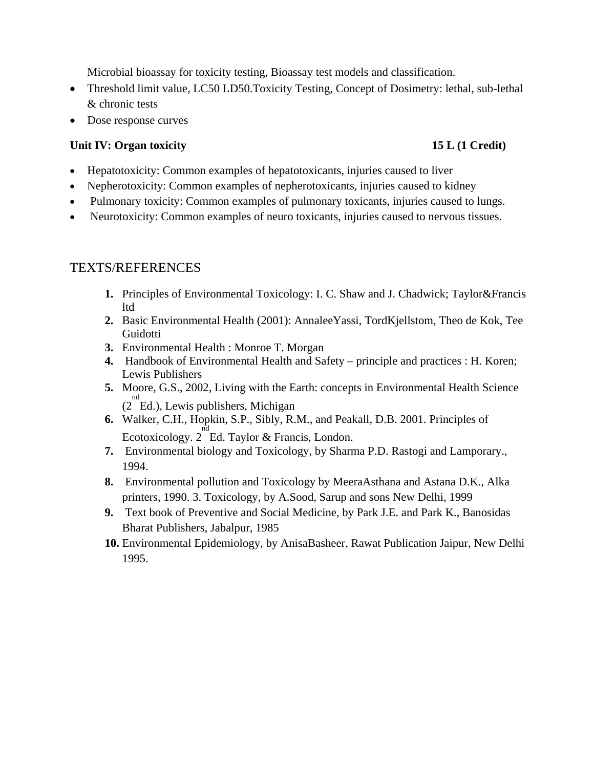Microbial bioassay for toxicity testing, Bioassay test models and classification.

- Threshold limit value, LC50 LD50.Toxicity Testing, Concept of Dosimetry: lethal, sub-lethal & chronic tests
- Dose response curves

**Unit IV: Organ toxicity** **15 L (1 Credit)**

- Hepatotoxicity: Common examples of hepatotoxicants, injuries caused to liver
- Nepherotoxicity: Common examples of nepherotoxicants, injuries caused to kidney
- Pulmonary toxicity: Common examples of pulmonary toxicants, injuries caused to lungs.
- Neurotoxicity: Common examples of neuro toxicants, injuries caused to nervous tissues.

## TEXTS/REFERENCES

1. Principles of Environmental Toxicology: I. C. Shaw and J. Chadwick; Taylor&Francis ltd
2. Basic Environmental Health (2001): AnnaleeYassi, TordKjellstom, Theo de Kok, Tee Guidotti
3. Environmental Health : Monroe T. Morgan
4. Handbook of Environmental Health and Safety – principle and practices : H. Koren; Lewis Publishers
5. Moore, G.S., 2002, Living with the Earth: concepts in Environmental Health Science (2nd Ed.), Lewis publishers, Michigan
6. Walker, C.H., Hopkin, S.P., Sibly, R.M., and Peakall, D.B. 2001. Principles of Ecotoxicology. 2nd Ed. Taylor & Francis, London.
7. Environmental biology and Toxicology, by Sharma P.D. Rastogi and Lamporary., 1994.
8. Environmental pollution and Toxicology by MeeraAsthana and Astana D.K., Alka printers, 1990. 3. Toxicology, by A.Sood, Sarup and sons New Delhi, 1999
9. Text book of Preventive and Social Medicine, by Park J.E. and Park K., Banosidas Bharat Publishers, Jabalpur, 1985
10. Environmental Epidemiology, by AnisaBasheer, Rawat Publication Jaipur, New Delhi 1995.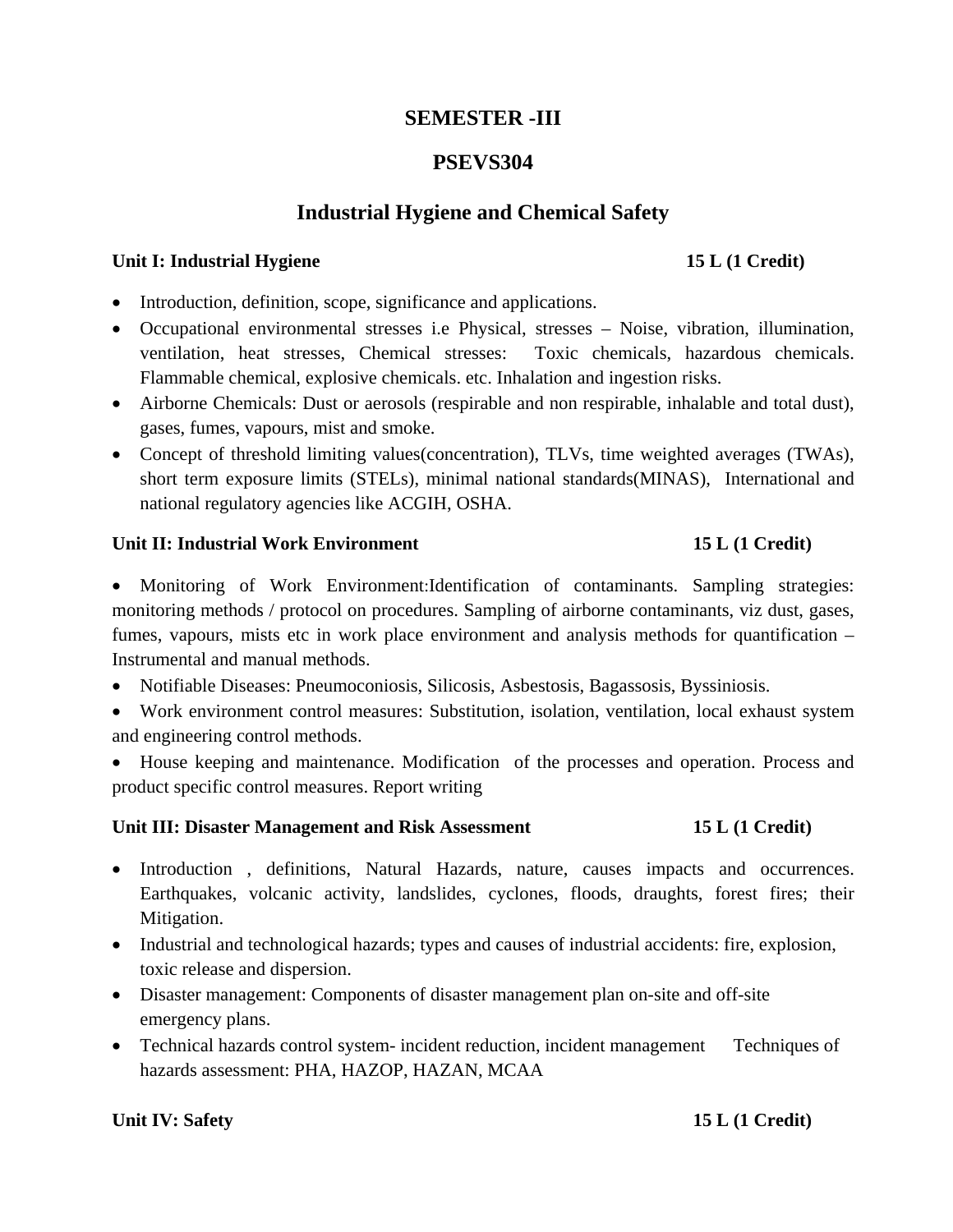## SEMESTER -III

## PSEVS304

## Industrial Hygiene and Chemical Safety

**Unit I: Industrial Hygiene** **15 L (1 Credit)**

- Introduction, definition, scope, significance and applications.
- Occupational environmental stresses i.e Physical, stresses – Noise, vibration, illumination, ventilation, heat stresses, Chemical stresses: Toxic chemicals, hazardous chemicals. Flammable chemical, explosive chemicals. etc. Inhalation and ingestion risks.
- Airborne Chemicals: Dust or aerosols (respirable and non respirable, inhalable and total dust), gases, fumes, vapours, mist and smoke.
- Concept of threshold limiting values(concentration), TLVs, time weighted averages (TWAs), short term exposure limits (STELs), minimal national standards(MINAS), International and national regulatory agencies like ACGIH, OSHA.

**Unit II: Industrial Work Environment** **15 L (1 Credit)**

- Monitoring of Work Environment:Identification of contaminants. Sampling strategies: monitoring methods / protocol on procedures. Sampling of airborne contaminants, viz dust, gases, fumes, vapours, mists etc in work place environment and analysis methods for quantification – Instrumental and manual methods.
- Notifiable Diseases: Pneumoconiosis, Silicosis, Asbestosis, Bagassosis, Byssiniosis.
- Work environment control measures: Substitution, isolation, ventilation, local exhaust system and engineering control methods.
- House keeping and maintenance. Modification of the processes and operation. Process and product specific control measures. Report writing

**Unit III: Disaster Management and Risk Assessment** **15 L (1 Credit)**

- Introduction , definitions, Natural Hazards, nature, causes impacts and occurrences. Earthquakes, volcanic activity, landslides, cyclones, floods, draughts, forest fires; their Mitigation.
- Industrial and technological hazards; types and causes of industrial accidents: fire, explosion, toxic release and dispersion.
- Disaster management: Components of disaster management plan on-site and off-site emergency plans.
- Technical hazards control system- incident reduction, incident management Techniques of hazards assessment: PHA, HAZOP, HAZAN, MCAA

**Unit IV: Safety** **15 L (1 Credit)**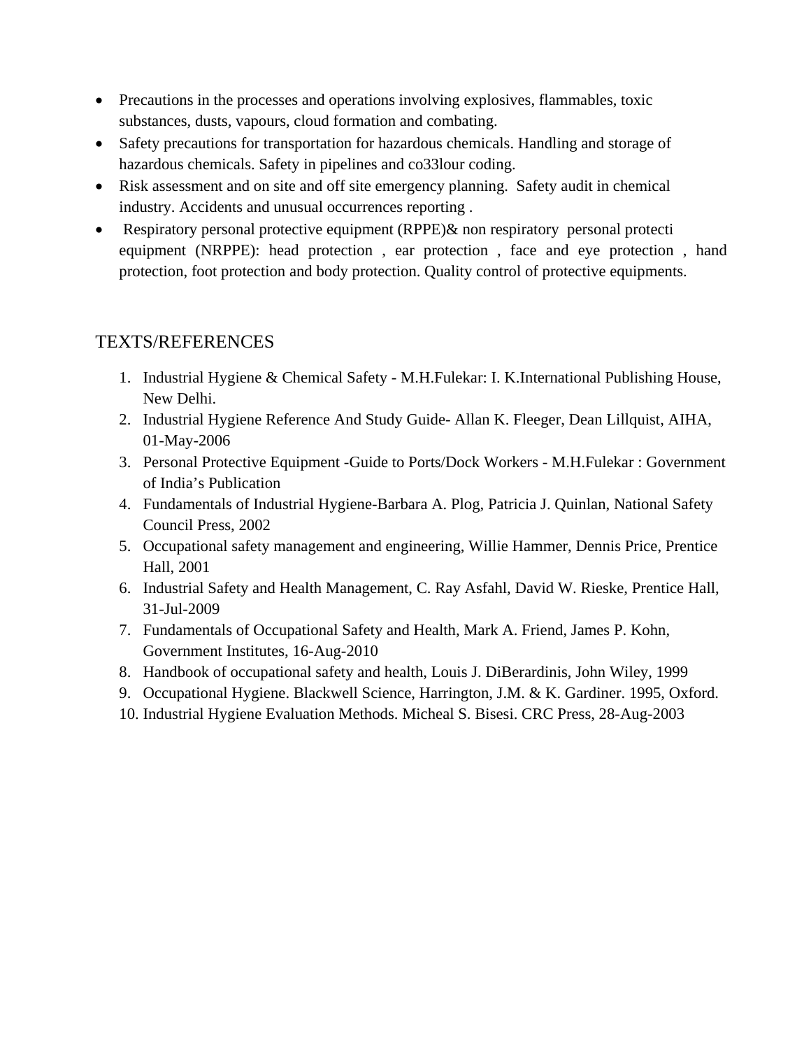- Precautions in the processes and operations involving explosives, flammables, toxic substances, dusts, vapours, cloud formation and combating.
- Safety precautions for transportation for hazardous chemicals. Handling and storage of hazardous chemicals. Safety in pipelines and co33lour coding.
- Risk assessment and on site and off site emergency planning. Safety audit in chemical industry. Accidents and unusual occurrences reporting .
- Respiratory personal protective equipment (RPPE)& non respiratory personal protecti equipment (NRPPE): head protection , ear protection , face and eye protection , hand protection, foot protection and body protection. Quality control of protective equipments.

## TEXTS/REFERENCES

1. Industrial Hygiene & Chemical Safety - M.H.Fulekar: I. K.International Publishing House, New Delhi.
2. Industrial Hygiene Reference And Study Guide- Allan K. Fleeger, Dean Lillquist, AIHA, 01-May-2006
3. Personal Protective Equipment -Guide to Ports/Dock Workers - M.H.Fulekar : Government of India's Publication
4. Fundamentals of Industrial Hygiene-Barbara A. Plog, Patricia J. Quinlan, National Safety Council Press, 2002
5. Occupational safety management and engineering, Willie Hammer, Dennis Price, Prentice Hall, 2001
6. Industrial Safety and Health Management, C. Ray Asfahl, David W. Rieske, Prentice Hall, 31-Jul-2009
7. Fundamentals of Occupational Safety and Health, Mark A. Friend, James P. Kohn, Government Institutes, 16-Aug-2010
8. Handbook of occupational safety and health, Louis J. DiBerardinis, John Wiley, 1999
9. Occupational Hygiene. Blackwell Science, Harrington, J.M. & K. Gardiner. 1995, Oxford.
10. Industrial Hygiene Evaluation Methods. Micheal S. Bisesi. CRC Press, 28-Aug-2003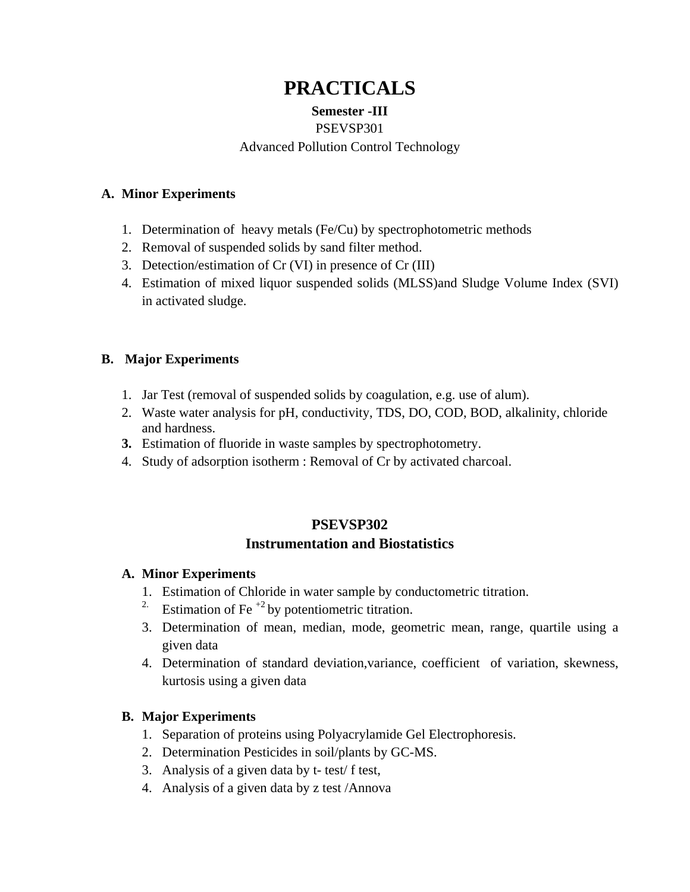# PRACTICALS

**Semester -III**

PSEVSP301

Advanced Pollution Control Technology

**A. Minor Experiments**

1. Determination of heavy metals (Fe/Cu) by spectrophotometric methods
2. Removal of suspended solids by sand filter method.
3. Detection/estimation of Cr (VI) in presence of Cr (III)
4. Estimation of mixed liquor suspended solids (MLSS)and Sludge Volume Index (SVI) in activated sludge.

**B. Major Experiments**

1. Jar Test (removal of suspended solids by coagulation, e.g. use of alum).
2. Waste water analysis for pH, conductivity, TDS, DO, COD, BOD, alkalinity, chloride and hardness.
3. Estimation of fluoride in waste samples by spectrophotometry.
4. Study of adsorption isotherm : Removal of Cr by activated charcoal.

## PSEVSP302

## Instrumentation and Biostatistics

**A. Minor Experiments**

1. Estimation of Chloride in water sample by conductometric titration.
2. Estimation of $Fe^{+2}$ by potentiometric titration.
3. Determination of mean, median, mode, geometric mean, range, quartile using a given data
4. Determination of standard deviation,variance, coefficient of variation, skewness, kurtosis using a given data

**B. Major Experiments**

1. Separation of proteins using Polyacrylamide Gel Electrophoresis.
2. Determination Pesticides in soil/plants by GC-MS.
3. Analysis of a given data by t- test/ f test,
4. Analysis of a given data by z test /Annova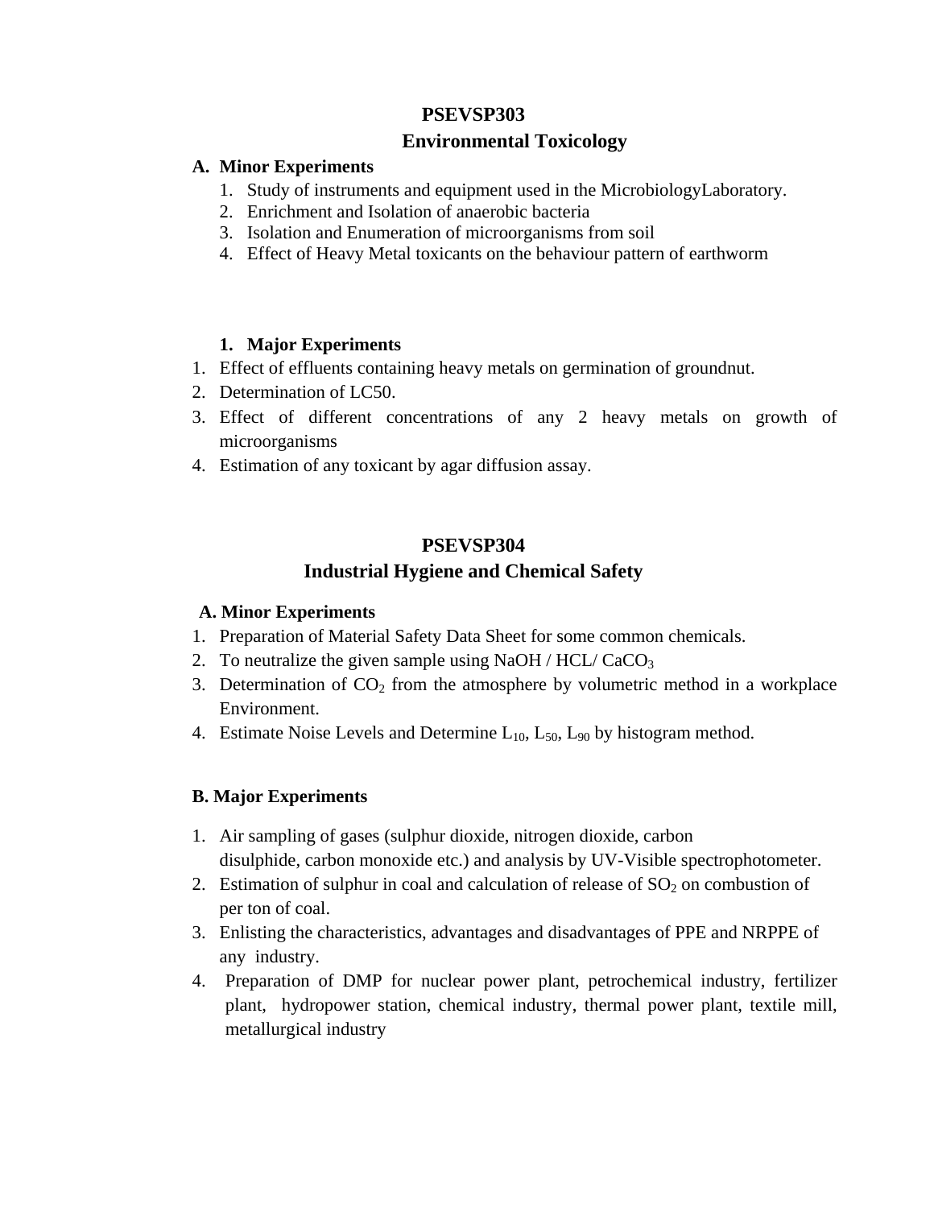## PSEVSP303

## Environmental Toxicology

**A. Minor Experiments**

1. Study of instruments and equipment used in the MicrobiologyLaboratory.
2. Enrichment and Isolation of anaerobic bacteria
3. Isolation and Enumeration of microorganisms from soil
4. Effect of Heavy Metal toxicants on the behaviour pattern of earthworm

**1. Major Experiments**

1. Effect of effluents containing heavy metals on germination of groundnut.
2. Determination of LC50.
3. Effect of different concentrations of any 2 heavy metals on growth of microorganisms
4. Estimation of any toxicant by agar diffusion assay.

## PSEVSP304

## Industrial Hygiene and Chemical Safety

**A. Minor Experiments**

1. Preparation of Material Safety Data Sheet for some common chemicals.
2. To neutralize the given sample using NaOH / HCL/ $CaCO_3$
3. Determination of $CO_2$ from the atmosphere by volumetric method in a workplace Environment.
4. Estimate Noise Levels and Determine $L_{10}$, $L_{50}$, $L_{90}$ by histogram method.

**B. Major Experiments**

1. Air sampling of gases (sulphur dioxide, nitrogen dioxide, carbon disulphide, carbon monoxide etc.) and analysis by UV-Visible spectrophotometer.
2. Estimation of sulphur in coal and calculation of release of $SO_2$ on combustion of per ton of coal.
3. Enlisting the characteristics, advantages and disadvantages of PPE and NRPPE of any industry.
4. Preparation of DMP for nuclear power plant, petrochemical industry, fertilizer plant, hydropower station, chemical industry, thermal power plant, textile mill, metallurgical industry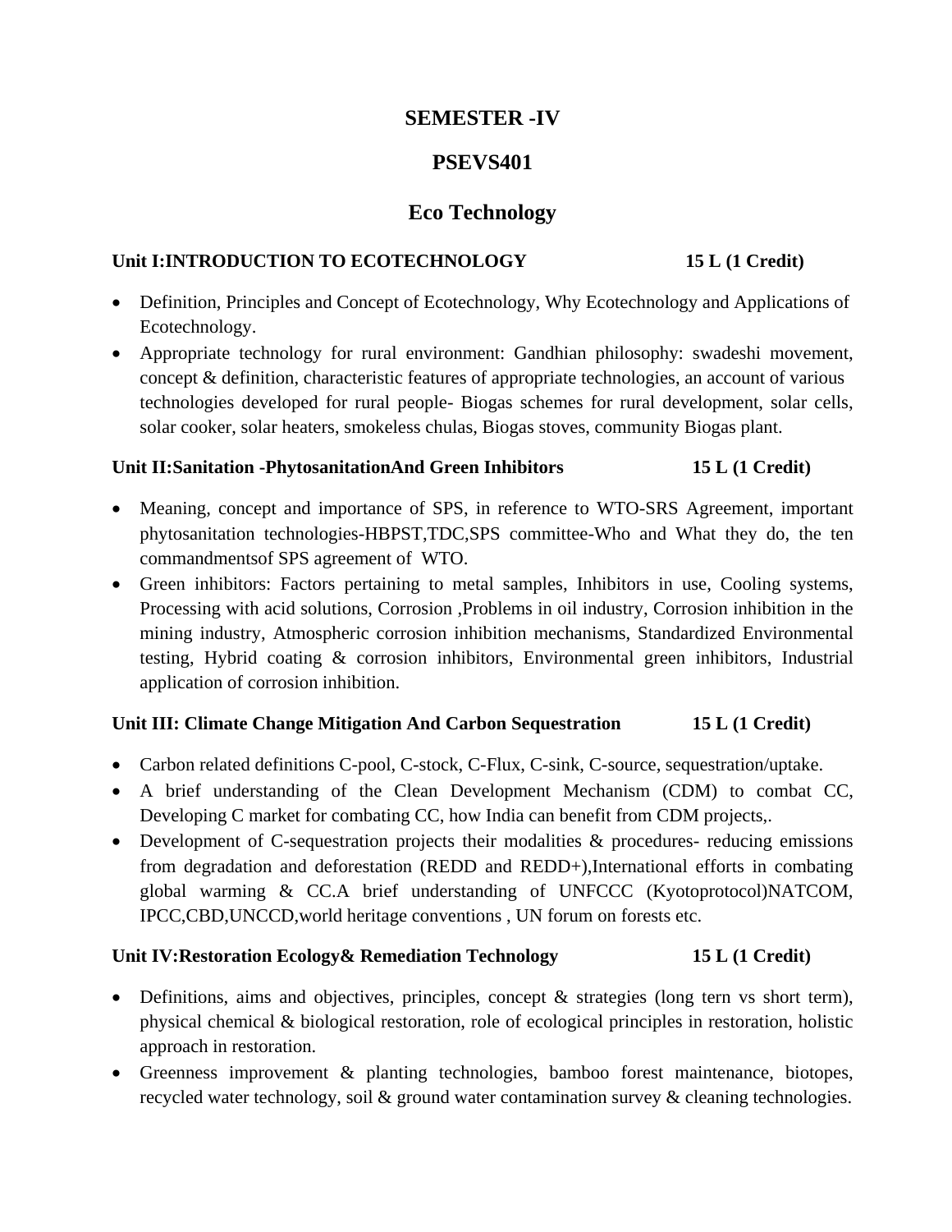# SEMESTER -IV

# PSEVS401

# Eco Technology

**Unit I:INTRODUCTION TO ECOTECHNOLOGY 15 L (1 Credit)**

- Definition, Principles and Concept of Ecotechnology, Why Ecotechnology and Applications of Ecotechnology.
- Appropriate technology for rural environment: Gandhian philosophy: swadeshi movement, concept & definition, characteristic features of appropriate technologies, an account of various technologies developed for rural people- Biogas schemes for rural development, solar cells, solar cooker, solar heaters, smokeless chulas, Biogas stoves, community Biogas plant.

**Unit II:Sanitation -PhytosanitationAnd Green Inhibitors 15 L (1 Credit)**

- Meaning, concept and importance of SPS, in reference to WTO-SRS Agreement, important phytosanitation technologies-HBPST,TDC,SPS committee-Who and What they do, the ten commandmentsof SPS agreement of WTO.
- Green inhibitors: Factors pertaining to metal samples, Inhibitors in use, Cooling systems, Processing with acid solutions, Corrosion ,Problems in oil industry, Corrosion inhibition in the mining industry, Atmospheric corrosion inhibition mechanisms, Standardized Environmental testing, Hybrid coating & corrosion inhibitors, Environmental green inhibitors, Industrial application of corrosion inhibition.

**Unit III: Climate Change Mitigation And Carbon Sequestration 15 L (1 Credit)**

- Carbon related definitions C-pool, C-stock, C-Flux, C-sink, C-source, sequestration/uptake.
- A brief understanding of the Clean Development Mechanism (CDM) to combat CC, Developing C market for combating CC, how India can benefit from CDM projects,.
- Development of C-sequestration projects their modalities & procedures- reducing emissions from degradation and deforestation (REDD and REDD+),International efforts in combating global warming & CC.A brief understanding of UNFCCC (Kyotoprotocol)NATCOM, IPCC,CBD,UNCCD,world heritage conventions , UN forum on forests etc.

**Unit IV:Restoration Ecology& Remediation Technology 15 L (1 Credit)**

- Definitions, aims and objectives, principles, concept & strategies (long tern vs short term), physical chemical & biological restoration, role of ecological principles in restoration, holistic approach in restoration.
- Greenness improvement & planting technologies, bamboo forest maintenance, biotopes, recycled water technology, soil & ground water contamination survey & cleaning technologies.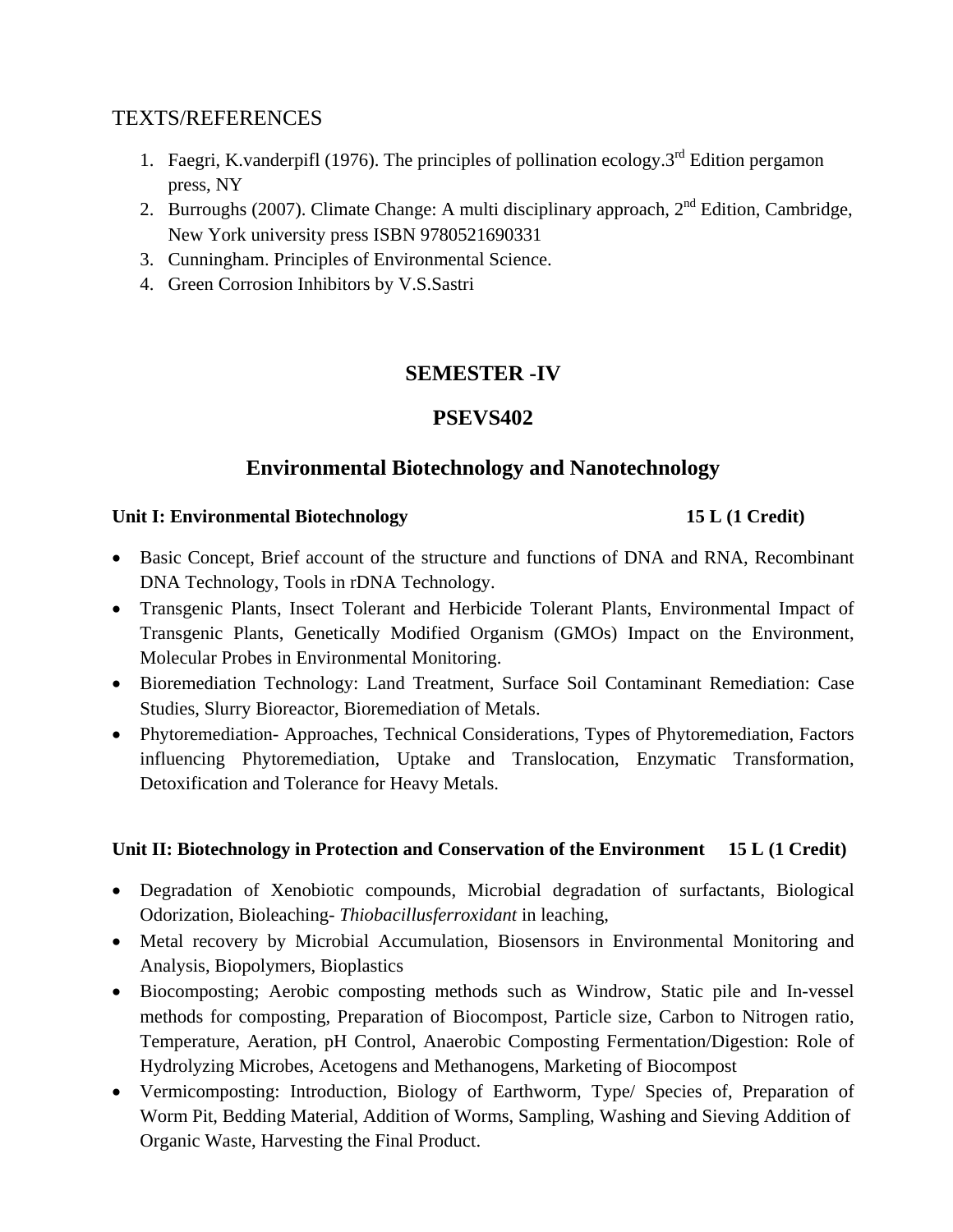## TEXTS/REFERENCES

1. Faegri, K.vanderpifl (1976). The principles of pollination ecology.3rd Edition pergamon press, NY
2. Burroughs (2007). Climate Change: A multi disciplinary approach, 2nd Edition, Cambridge, New York university press ISBN 9780521690331
3. Cunningham. Principles of Environmental Science.
4. Green Corrosion Inhibitors by V.S.Sastri

# SEMESTER -IV

# PSEVS402

## Environmental Biotechnology and Nanotechnology

**Unit I: Environmental Biotechnology 15 L (1 Credit)**

- Basic Concept, Brief account of the structure and functions of DNA and RNA, Recombinant DNA Technology, Tools in rDNA Technology.
- Transgenic Plants, Insect Tolerant and Herbicide Tolerant Plants, Environmental Impact of Transgenic Plants, Genetically Modified Organism (GMOs) Impact on the Environment, Molecular Probes in Environmental Monitoring.
- Bioremediation Technology: Land Treatment, Surface Soil Contaminant Remediation: Case Studies, Slurry Bioreactor, Bioremediation of Metals.
- Phytoremediation- Approaches, Technical Considerations, Types of Phytoremediation, Factors influencing Phytoremediation, Uptake and Translocation, Enzymatic Transformation, Detoxification and Tolerance for Heavy Metals.

**Unit II: Biotechnology in Protection and Conservation of the Environment 15 L (1 Credit)**

- Degradation of Xenobiotic compounds, Microbial degradation of surfactants, Biological Odorization, Bioleaching- *Thiobacillusferroxidant* in leaching,
- Metal recovery by Microbial Accumulation, Biosensors in Environmental Monitoring and Analysis, Biopolymers, Bioplastics
- Biocomposting; Aerobic composting methods such as Windrow, Static pile and In-vessel methods for composting, Preparation of Biocompost, Particle size, Carbon to Nitrogen ratio, Temperature, Aeration, pH Control, Anaerobic Composting Fermentation/Digestion: Role of Hydrolyzing Microbes, Acetogens and Methanogens, Marketing of Biocompost
- Vermicomposting: Introduction, Biology of Earthworm, Type/ Species of, Preparation of Worm Pit, Bedding Material, Addition of Worms, Sampling, Washing and Sieving Addition of Organic Waste, Harvesting the Final Product.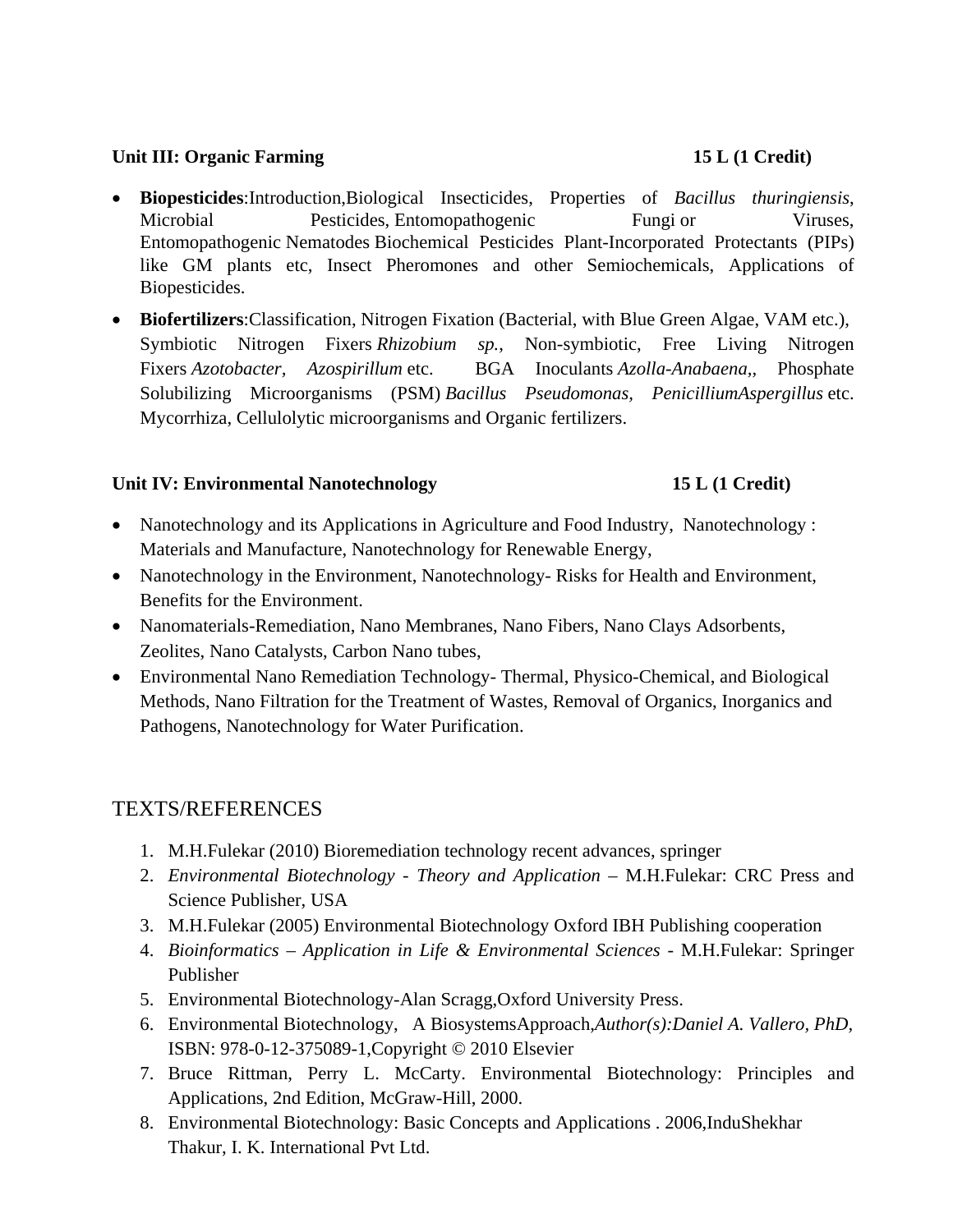**Unit III: Organic Farming 15 L (1 Credit)**

- **Biopesticides**:Introduction,Biological Insecticides, Properties of *Bacillus thuringiensis*, Microbial Pesticides, Entomopathogenic Fungi or Viruses, Entomopathogenic Nematodes Biochemical Pesticides Plant-Incorporated Protectants (PIPs) like GM plants etc, Insect Pheromones and other Semiochemicals, Applications of Biopesticides.
- **Biofertilizers**:Classification, Nitrogen Fixation (Bacterial, with Blue Green Algae, VAM etc.), Symbiotic Nitrogen Fixers *Rhizobium sp.*, Non-symbiotic, Free Living Nitrogen Fixers *Azotobacter*, *Azospirillum* etc. BGA Inoculants *Azolla-Anabaena*,, Phosphate Solubilizing Microorganisms (PSM) *Bacillus Pseudomonas*, *PenicilliumAspergillus* etc. Mycorrhiza, Cellulolytic microorganisms and Organic fertilizers.

**Unit IV: Environmental Nanotechnology 15 L (1 Credit)**

- Nanotechnology and its Applications in Agriculture and Food Industry, Nanotechnology : Materials and Manufacture, Nanotechnology for Renewable Energy,
- Nanotechnology in the Environment, Nanotechnology- Risks for Health and Environment, Benefits for the Environment.
- Nanomaterials-Remediation, Nano Membranes, Nano Fibers, Nano Clays Adsorbents, Zeolites, Nano Catalysts, Carbon Nano tubes,
- Environmental Nano Remediation Technology- Thermal, Physico-Chemical, and Biological Methods, Nano Filtration for the Treatment of Wastes, Removal of Organics, Inorganics and Pathogens, Nanotechnology for Water Purification.

## TEXTS/REFERENCES

1. M.H.Fulekar (2010) Bioremediation technology recent advances, springer
2. *Environmental Biotechnology - Theory and Application* – M.H.Fulekar: CRC Press and Science Publisher, USA
3. M.H.Fulekar (2005) Environmental Biotechnology Oxford IBH Publishing cooperation
4. *Bioinformatics – Application in Life & Environmental Sciences* - M.H.Fulekar: Springer Publisher
5. Environmental Biotechnology-Alan Scragg,Oxford University Press.
6. Environmental Biotechnology, A BiosystemsApproach,*Author(s):Daniel A. Vallero, PhD,* ISBN: 978-0-12-375089-1,Copyright © 2010 Elsevier
7. Bruce Rittman, Perry L. McCarty. Environmental Biotechnology: Principles and Applications, 2nd Edition, McGraw-Hill, 2000.
8. Environmental Biotechnology: Basic Concepts and Applications . 2006,InduShekhar Thakur, I. K. International Pvt Ltd.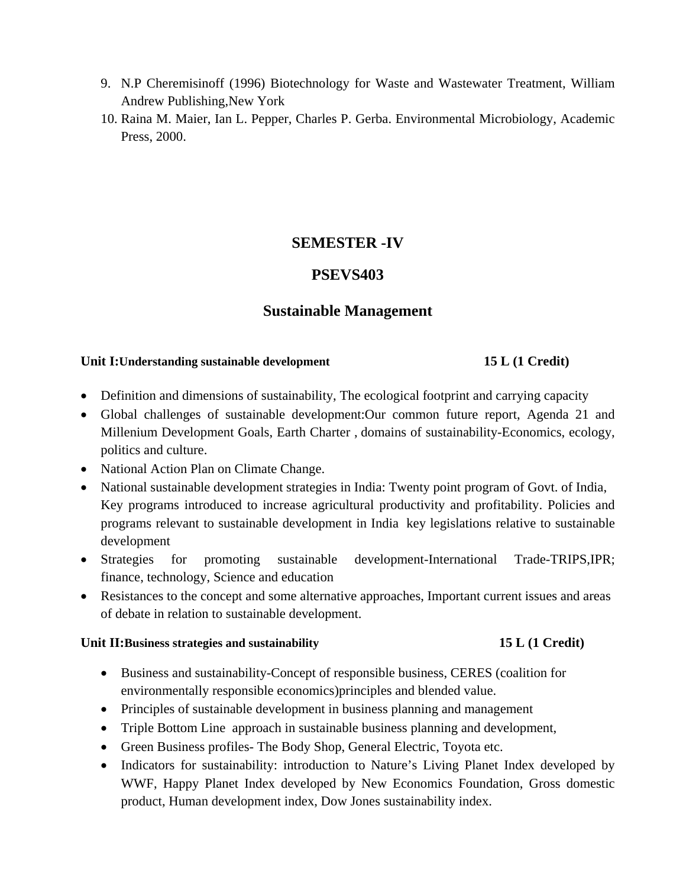9. N.P Cheremisinoff (1996) Biotechnology for Waste and Wastewater Treatment, William Andrew Publishing,New York
10. Raina M. Maier, Ian L. Pepper, Charles P. Gerba. Environmental Microbiology, Academic Press, 2000.

## SEMESTER -IV

## PSEVS403

## Sustainable Management

**Unit I:Understanding sustainable development** **15 L (1 Credit)**

- Definition and dimensions of sustainability, The ecological footprint and carrying capacity
- Global challenges of sustainable development:Our common future report, Agenda 21 and Millenium Development Goals, Earth Charter , domains of sustainability-Economics, ecology, politics and culture.
- National Action Plan on Climate Change.
- National sustainable development strategies in India: Twenty point program of Govt. of India, Key programs introduced to increase agricultural productivity and profitability. Policies and programs relevant to sustainable development in India key legislations relative to sustainable development
- Strategies for promoting sustainable development-International Trade-TRIPS,IPR; finance, technology, Science and education
- Resistances to the concept and some alternative approaches, Important current issues and areas of debate in relation to sustainable development.

**Unit II:Business strategies and sustainability** **15 L (1 Credit)**

- Business and sustainability-Concept of responsible business, CERES (coalition for environmentally responsible economics)principles and blended value.
- Principles of sustainable development in business planning and management
- Triple Bottom Line approach in sustainable business planning and development,
- Green Business profiles- The Body Shop, General Electric, Toyota etc.
- Indicators for sustainability: introduction to Nature's Living Planet Index developed by WWF, Happy Planet Index developed by New Economics Foundation, Gross domestic product, Human development index, Dow Jones sustainability index.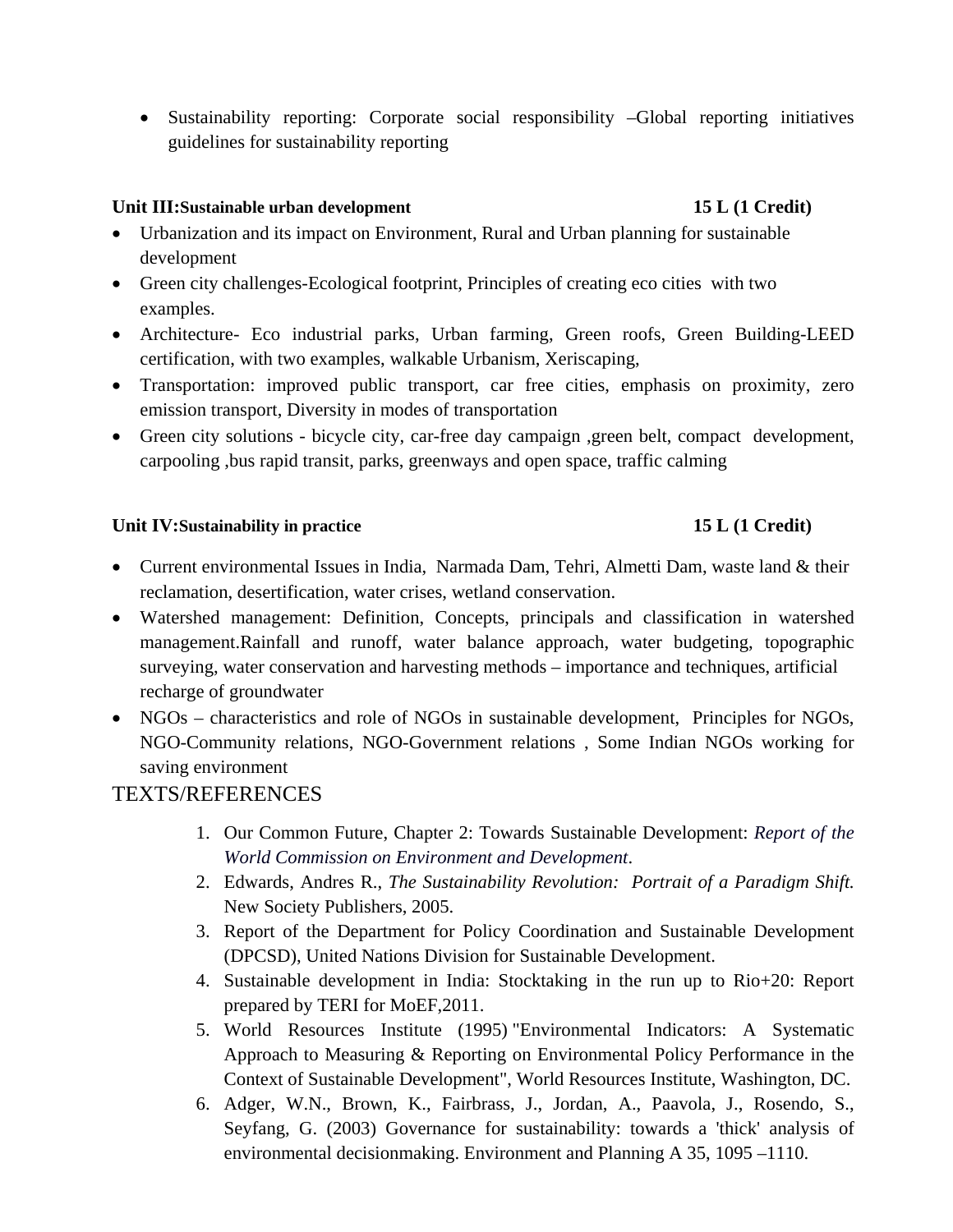- Sustainability reporting: Corporate social responsibility –Global reporting initiatives guidelines for sustainability reporting

**Unit III:Sustainable urban development 15 L (1 Credit)**

- Urbanization and its impact on Environment, Rural and Urban planning for sustainable development
- Green city challenges-Ecological footprint, Principles of creating eco cities with two examples.
- Architecture- Eco industrial parks, Urban farming, Green roofs, Green Building-LEED certification, with two examples, walkable Urbanism, Xeriscaping,
- Transportation: improved public transport, car free cities, emphasis on proximity, zero emission transport, Diversity in modes of transportation
- Green city solutions - bicycle city, car-free day campaign ,green belt, compact development, carpooling ,bus rapid transit, parks, greenways and open space, traffic calming

**Unit IV:Sustainability in practice 15 L (1 Credit)**

- Current environmental Issues in India, Narmada Dam, Tehri, Almetti Dam, waste land & their reclamation, desertification, water crises, wetland conservation.
- Watershed management: Definition, Concepts, principals and classification in watershed management.Rainfall and runoff, water balance approach, water budgeting, topographic surveying, water conservation and harvesting methods – importance and techniques, artificial recharge of groundwater
- NGOs – characteristics and role of NGOs in sustainable development, Principles for NGOs, NGO-Community relations, NGO-Government relations , Some Indian NGOs working for saving environment

TEXTS/REFERENCES

1. Our Common Future, Chapter 2: Towards Sustainable Development: *Report of the World Commission on Environment and Development*.
2. Edwards, Andres R., *The Sustainability Revolution: Portrait of a Paradigm Shift.* New Society Publishers, 2005.
3. Report of the Department for Policy Coordination and Sustainable Development (DPCSD), United Nations Division for Sustainable Development.
4. Sustainable development in India: Stocktaking in the run up to Rio+20: Report prepared by TERI for MoEF,2011.
5. World Resources Institute (1995) "Environmental Indicators: A Systematic Approach to Measuring & Reporting on Environmental Policy Performance in the Context of Sustainable Development", World Resources Institute, Washington, DC.
6. Adger, W.N., Brown, K., Fairbrass, J., Jordan, A., Paavola, J., Rosendo, S., Seyfang, G. (2003) Governance for sustainability: towards a 'thick' analysis of environmental decisionmaking. Environment and Planning A 35, 1095 –1110.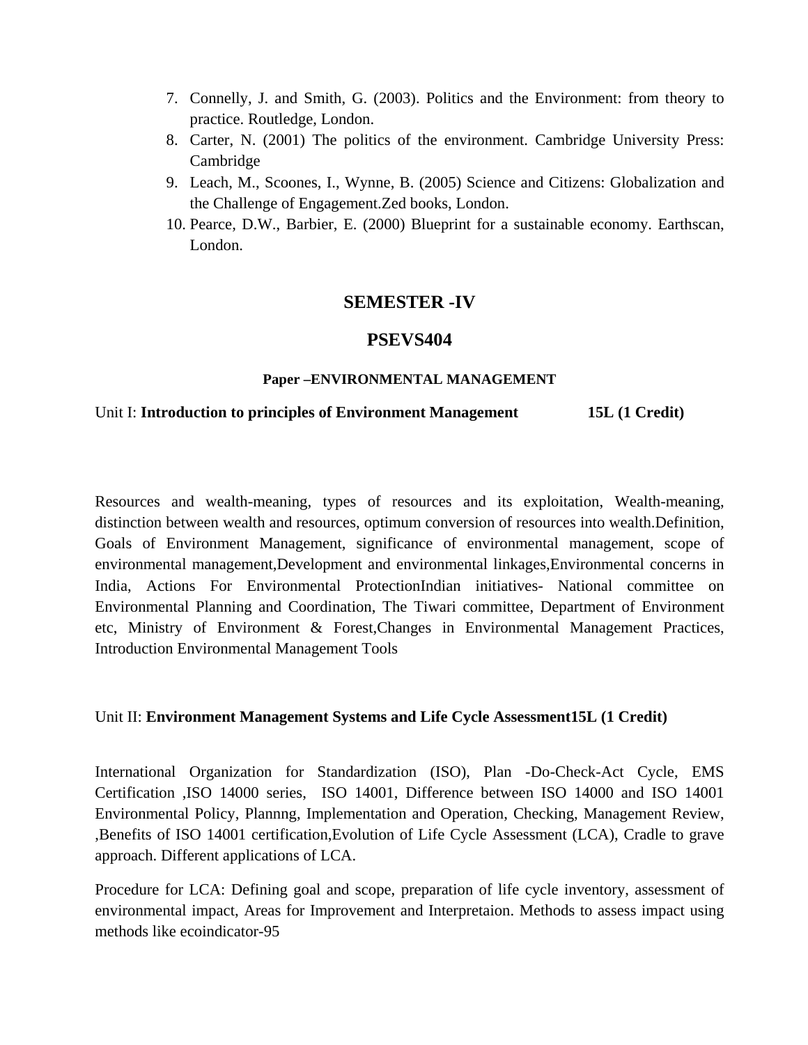7. Connelly, J. and Smith, G. (2003). Politics and the Environment: from theory to practice. Routledge, London.
8. Carter, N. (2001) The politics of the environment. Cambridge University Press: Cambridge
9. Leach, M., Scoones, I., Wynne, B. (2005) Science and Citizens: Globalization and the Challenge of Engagement.Zed books, London.
10. Pearce, D.W., Barbier, E. (2000) Blueprint for a sustainable economy. Earthscan, London.

## SEMESTER -IV

## PSEVS404

### Paper –ENVIRONMENTAL MANAGEMENT

Unit I: **Introduction to principles of Environment Management** **15L (1 Credit)**

Resources and wealth-meaning, types of resources and its exploitation, Wealth-meaning, distinction between wealth and resources, optimum conversion of resources into wealth.Definition, Goals of Environment Management, significance of environmental management, scope of environmental management,Development and environmental linkages,Environmental concerns in India, Actions For Environmental ProtectionIndian initiatives- National committee on Environmental Planning and Coordination, The Tiwari committee, Department of Environment etc, Ministry of Environment & Forest,Changes in Environmental Management Practices, Introduction Environmental Management Tools

Unit II: **Environment Management Systems and Life Cycle Assessment15L (1 Credit)**

International Organization for Standardization (ISO), Plan -Do-Check-Act Cycle, EMS Certification ,ISO 14000 series, ISO 14001, Difference between ISO 14000 and ISO 14001 Environmental Policy, Plannng, Implementation and Operation, Checking, Management Review, ,Benefits of ISO 14001 certification,Evolution of Life Cycle Assessment (LCA), Cradle to grave approach. Different applications of LCA.

Procedure for LCA: Defining goal and scope, preparation of life cycle inventory, assessment of environmental impact, Areas for Improvement and Interpretaion. Methods to assess impact using methods like ecoindicator-95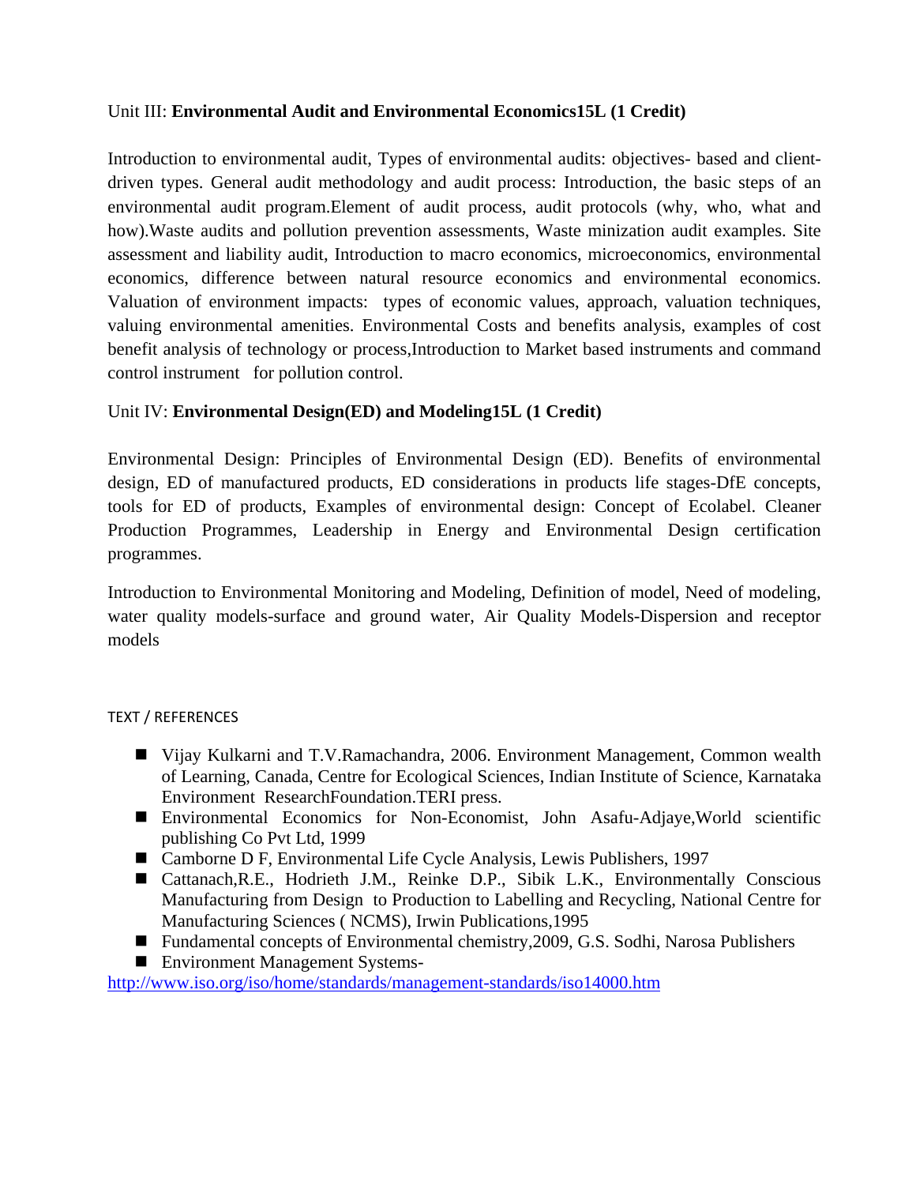Unit III: **Environmental Audit and Environmental Economics15L (1 Credit)**

Introduction to environmental audit, Types of environmental audits: objectives- based and client-driven types. General audit methodology and audit process: Introduction, the basic steps of an environmental audit program.Element of audit process, audit protocols (why, who, what and how).Waste audits and pollution prevention assessments, Waste minization audit examples. Site assessment and liability audit, Introduction to macro economics, microeconomics, environmental economics, difference between natural resource economics and environmental economics. Valuation of environment impacts: types of economic values, approach, valuation techniques, valuing environmental amenities. Environmental Costs and benefits analysis, examples of cost benefit analysis of technology or process,Introduction to Market based instruments and command control instrument for pollution control.

Unit IV: **Environmental Design(ED) and Modeling15L (1 Credit)**

Environmental Design: Principles of Environmental Design (ED). Benefits of environmental design, ED of manufactured products, ED considerations in products life stages-DfE concepts, tools for ED of products, Examples of environmental design: Concept of Ecolabel. Cleaner Production Programmes, Leadership in Energy and Environmental Design certification programmes.

Introduction to Environmental Monitoring and Modeling, Definition of model, Need of modeling, water quality models-surface and ground water, Air Quality Models-Dispersion and receptor models

TEXT / REFERENCES

- Vijay Kulkarni and T.V.Ramachandra, 2006. Environment Management, Common wealth of Learning, Canada, Centre for Ecological Sciences, Indian Institute of Science, Karnataka Environment ResearchFoundation.TERI press.
- Environmental Economics for Non-Economist, John Asafu-Adjaye,World scientific publishing Co Pvt Ltd, 1999
- Camborne D F, Environmental Life Cycle Analysis, Lewis Publishers, 1997
- Cattanach,R.E., Hodrieth J.M., Reinke D.P., Sibik L.K., Environmentally Conscious Manufacturing from Design to Production to Labelling and Recycling, National Centre for Manufacturing Sciences ( NCMS), Irwin Publications,1995
- Fundamental concepts of Environmental chemistry,2009, G.S. Sodhi, Narosa Publishers
- Environment Management Systems-

http://www.iso.org/iso/home/standards/management-standards/iso14000.htm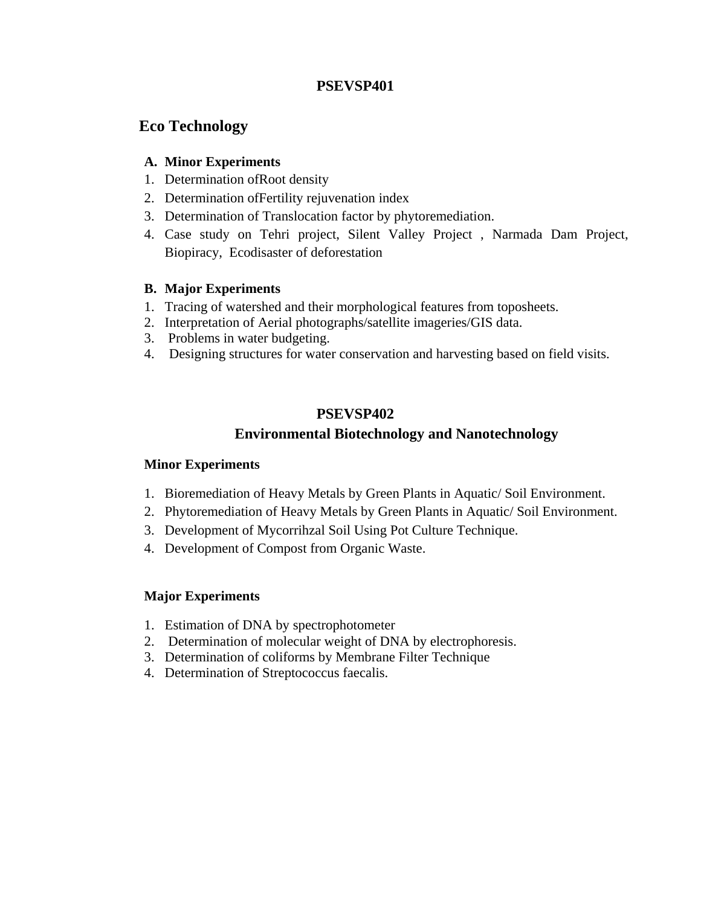## PSEVSP401

## Eco Technology

**A. Minor Experiments**

1. Determination ofRoot density
2. Determination ofFertility rejuvenation index
3. Determination of Translocation factor by phytoremediation.
4. Case study on Tehri project, Silent Valley Project , Narmada Dam Project, Biopiracy, Ecodisaster of deforestation

**B. Major Experiments**

1. Tracing of watershed and their morphological features from toposheets.
2. Interpretation of Aerial photographs/satellite imageries/GIS data.
3. Problems in water budgeting.
4. Designing structures for water conservation and harvesting based on field visits.

## PSEVSP402

## Environmental Biotechnology and Nanotechnology

**Minor Experiments**

1. Bioremediation of Heavy Metals by Green Plants in Aquatic/ Soil Environment.
2. Phytoremediation of Heavy Metals by Green Plants in Aquatic/ Soil Environment.
3. Development of Mycorrihzal Soil Using Pot Culture Technique.
4. Development of Compost from Organic Waste.

**Major Experiments**

1. Estimation of DNA by spectrophotometer
2. Determination of molecular weight of DNA by electrophoresis.
3. Determination of coliforms by Membrane Filter Technique
4. Determination of Streptococcus faecalis.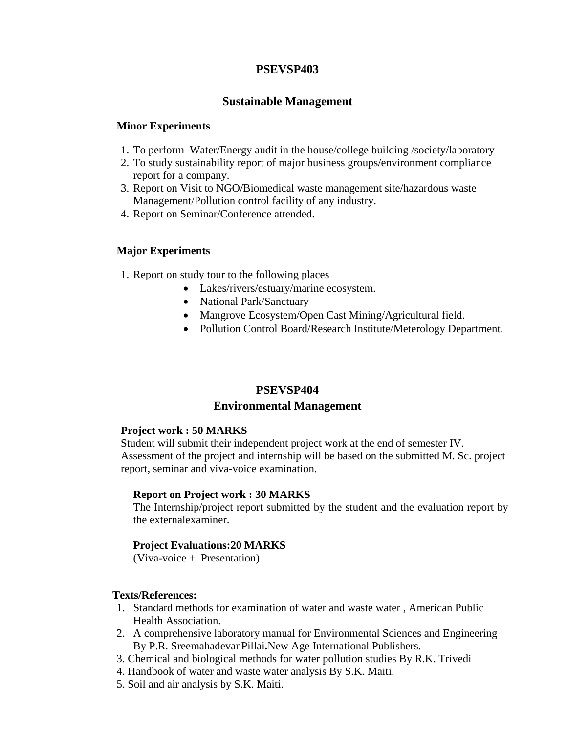# PSEVSP403

## Sustainable Management

**Minor Experiments**

1. To perform Water/Energy audit in the house/college building /society/laboratory
2. To study sustainability report of major business groups/environment compliance report for a company.
3. Report on Visit to NGO/Biomedical waste management site/hazardous waste Management/Pollution control facility of any industry.
4. Report on Seminar/Conference attended.

**Major Experiments**

1. Report on study tour to the following places
    - Lakes/rivers/estuary/marine ecosystem.
    - National Park/Sanctuary
    - Mangrove Ecosystem/Open Cast Mining/Agricultural field.
    - Pollution Control Board/Research Institute/Meterology Department.

# PSEVSP404

## Environmental Management

**Project work : 50 MARKS**

Student will submit their independent project work at the end of semester IV. Assessment of the project and internship will be based on the submitted M. Sc. project report, seminar and viva-voice examination.

**Report on Project work : 30 MARKS**

The Internship/project report submitted by the student and the evaluation report by the externalexaminer.

**Project Evaluations:20 MARKS**

(Viva-voice + Presentation)

**Texts/References:**

1. Standard methods for examination of water and waste water , American Public Health Association.
2. A comprehensive laboratory manual for Environmental Sciences and Engineering By P.R. SreemahadevanPillai**.**New Age International Publishers.
3. Chemical and biological methods for water pollution studies By R.K. Trivedi
4. Handbook of water and waste water analysis By S.K. Maiti.
5. Soil and air analysis by S.K. Maiti.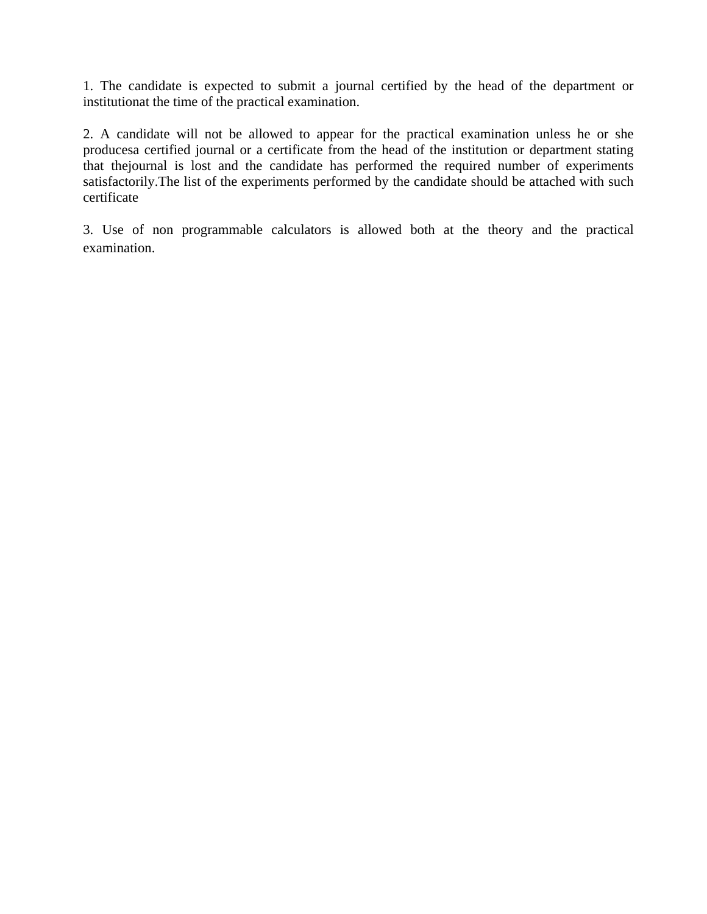1. The candidate is expected to submit a journal certified by the head of the department or institutionat the time of the practical examination.

2. A candidate will not be allowed to appear for the practical examination unless he or she producesa certified journal or a certificate from the head of the institution or department stating that thejournal is lost and the candidate has performed the required number of experiments satisfactorily.The list of the experiments performed by the candidate should be attached with such certificate

3. Use of non programmable calculators is allowed both at the theory and the practical examination.